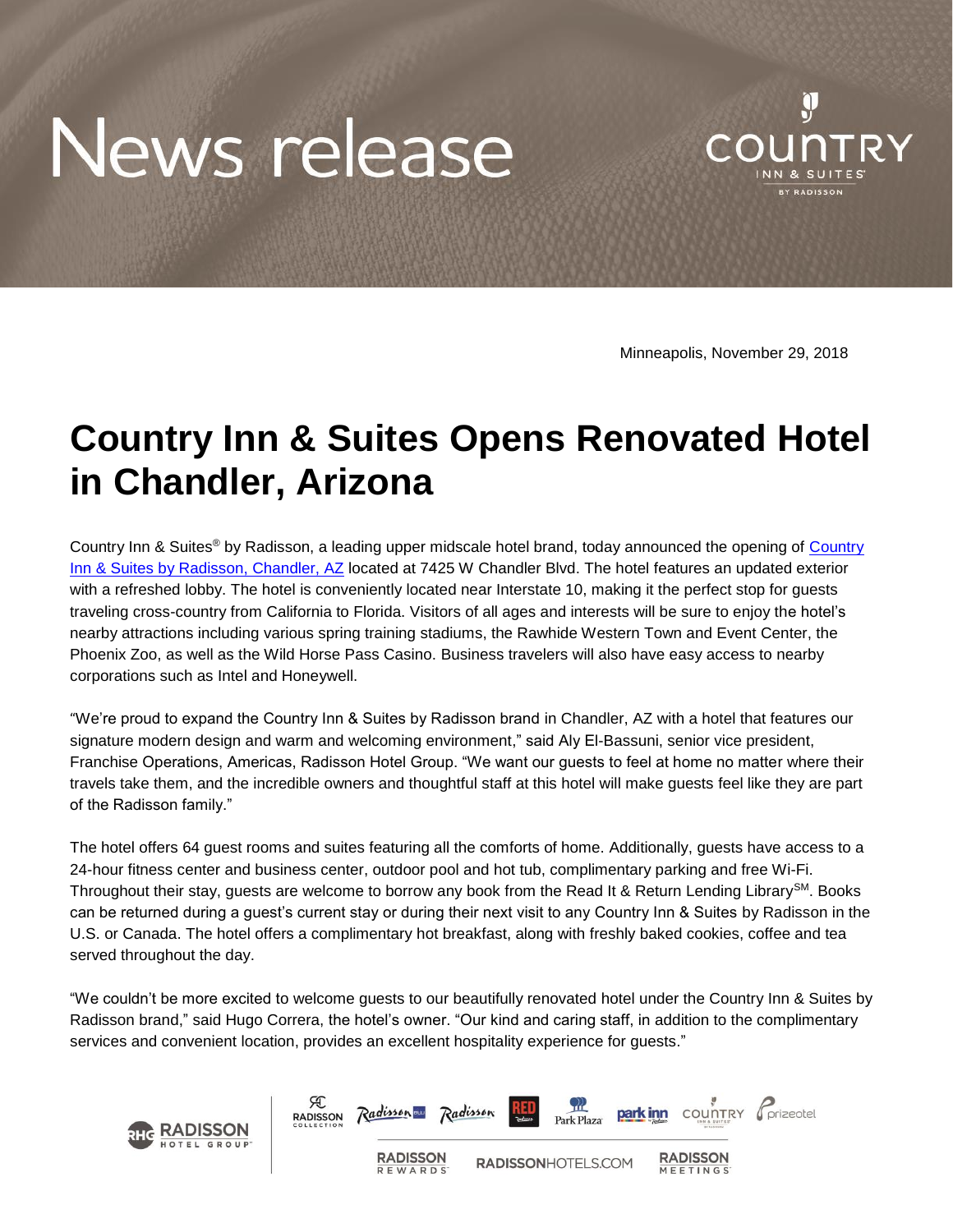# News release

Minneapolis, November 29, 2018

# Country Inn & Suites Opens Renovated Hotel in Chandler, Arizona

Country Inn & Suites® by Radisson, a leading upper midscale hotel brand, today announced the opening of Country Inn & Suites by Radisson, Chandler, AZ located at 7425 W Chandler Blvd. The hotel features an updated exterior with a refreshed lobby. The hotel is conveniently located near Interstate 10, making it the perfect stop for guests traveling cross-country from California to Florida. Visitors of all ages and interests will be sure to enjoy the hotel's nearby attractions including various spring training stadiums, the Rawhide Western Town and Event Center, the Phoenix Zoo, as well as the Wild Horse Pass Casino. Business travelers will also have easy access to nearby corporations such as Intel and Honeywell.

"We're proud to expand the Country Inn & Suites by Radisson brand in Chandler, AZ with a hotel that features our signature modern design and warm and welcoming environment," said Aly El-Bassuni, senior vice president, Franchise Operations, Americas, Radisson Hotel Group. "We want our guests to feel at home no matter where their travels take them, and the incredible owners and thoughtful staff at this hotel will make guests feel like they are part of the Radisson family."

The hotel offers 64 guest rooms and suites featuring all the comforts of home. Additionally, guests have access to a 24-hour fitness center and business center, outdoor pool and hot tub, complimentary parking and free Wi-Fi. Throughout their stay, guests are welcome to borrow any book from the Read It & Return Lending Library℠. Books can be returned during a guest's current stay or during their next visit to any Country Inn & Suites by Radisson in the U.S. or Canada. The hotel offers a complimentary hot breakfast, along with freshly baked cookies, coffee and tea served throughout the day.

"We couldn't be more excited to welcome guests to our beautifully renovated hotel under the Country Inn & Suites by Radisson brand," said Hugo Correra, the hotel's owner. "Our kind and caring staff, in addition to the complimentary services and convenient location, provides an excellent hospitality experience for guests."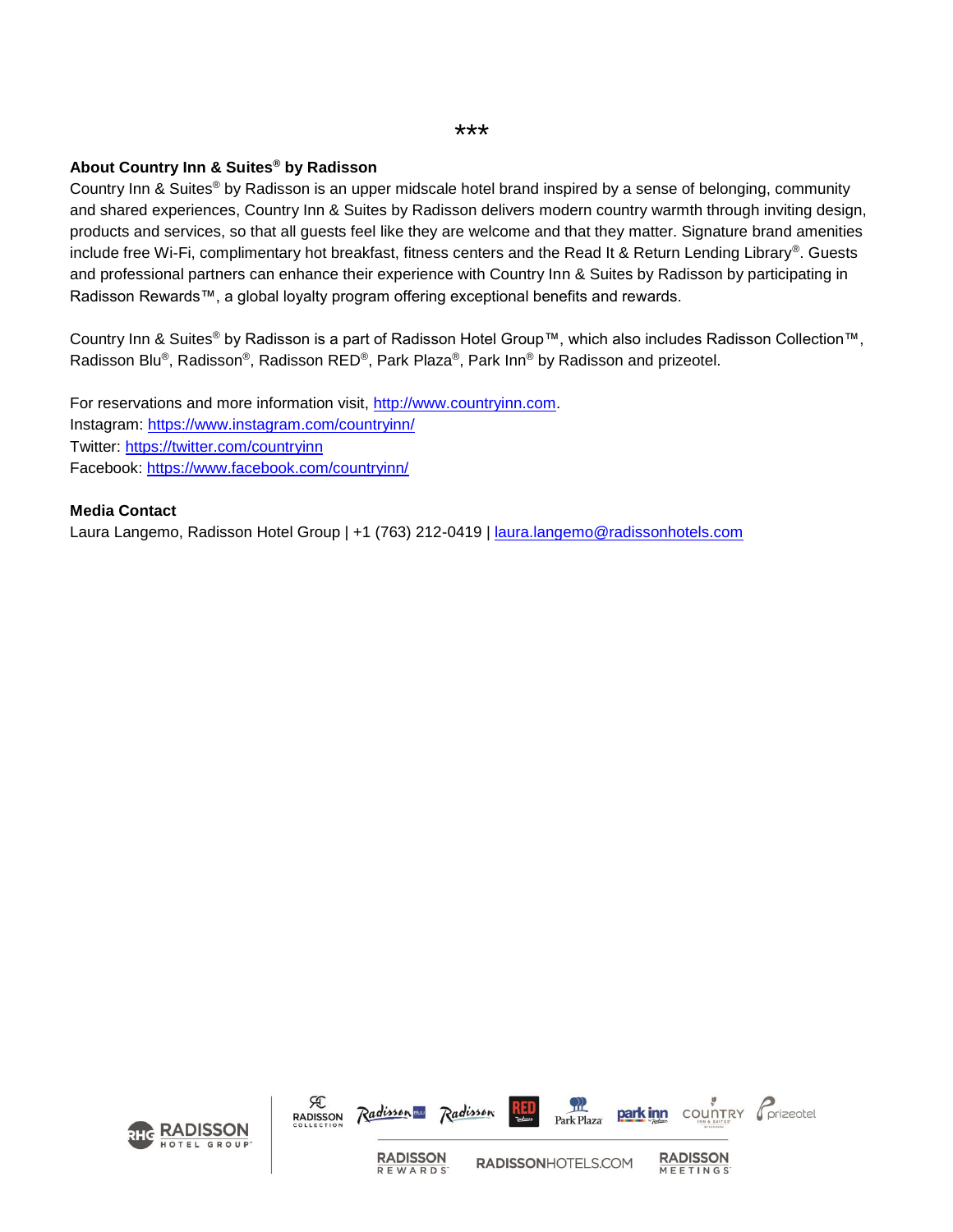***

**About Country Inn & Suites® by Radisson**

Country Inn & Suites® by Radisson is an upper midscale hotel brand inspired by a sense of belonging, community and shared experiences, Country Inn & Suites by Radisson delivers modern country warmth through inviting design, products and services, so that all guests feel like they are welcome and that they matter. Signature brand amenities include free Wi-Fi, complimentary hot breakfast, fitness centers and the Read It & Return Lending Library®. Guests and professional partners can enhance their experience with Country Inn & Suites by Radisson by participating in Radisson Rewards™, a global loyalty program offering exceptional benefits and rewards.

Country Inn & Suites® by Radisson is a part of Radisson Hotel Group™, which also includes Radisson Collection™, Radisson Blu®, Radisson®, Radisson RED®, Park Plaza®, Park Inn® by Radisson and prizeotel.

For reservations and more information visit, http://www.countryinn.com.
Instagram: https://www.instagram.com/countryinn/
Twitter: https://twitter.com/countryinn
Facebook: https://www.facebook.com/countryinn/

**Media Contact**

Laura Langemo, Radisson Hotel Group | +1 (763) 212-0419 | laura.langemo@radissonhotels.com